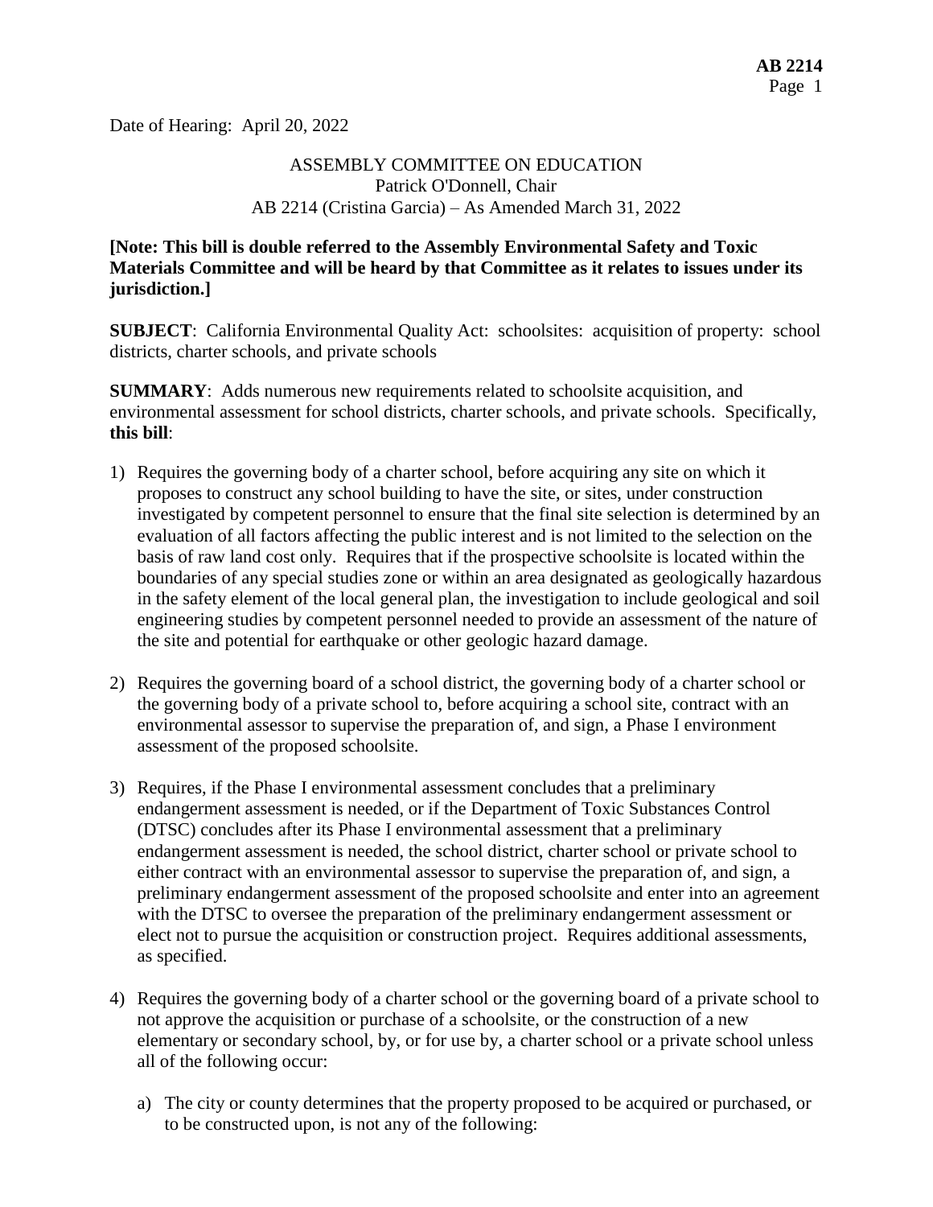Date of Hearing: April 20, 2022

ASSEMBLY COMMITTEE ON EDUCATION
Patrick O'Donnell, Chair
AB 2214 (Cristina Garcia) – As Amended March 31, 2022

**[Note: This bill is double referred to the Assembly Environmental Safety and Toxic Materials Committee and will be heard by that Committee as it relates to issues under its jurisdiction.]**

**SUBJECT**: California Environmental Quality Act: schoolsites: acquisition of property: school districts, charter schools, and private schools

**SUMMARY**: Adds numerous new requirements related to schoolsite acquisition, and environmental assessment for school districts, charter schools, and private schools. Specifically, **this bill**:

1) Requires the governing body of a charter school, before acquiring any site on which it proposes to construct any school building to have the site, or sites, under construction investigated by competent personnel to ensure that the final site selection is determined by an evaluation of all factors affecting the public interest and is not limited to the selection on the basis of raw land cost only. Requires that if the prospective schoolsite is located within the boundaries of any special studies zone or within an area designated as geologically hazardous in the safety element of the local general plan, the investigation to include geological and soil engineering studies by competent personnel needed to provide an assessment of the nature of the site and potential for earthquake or other geologic hazard damage.

2) Requires the governing board of a school district, the governing body of a charter school or the governing body of a private school to, before acquiring a school site, contract with an environmental assessor to supervise the preparation of, and sign, a Phase I environment assessment of the proposed schoolsite.

3) Requires, if the Phase I environmental assessment concludes that a preliminary endangerment assessment is needed, or if the Department of Toxic Substances Control (DTSC) concludes after its Phase I environmental assessment that a preliminary endangerment assessment is needed, the school district, charter school or private school to either contract with an environmental assessor to supervise the preparation of, and sign, a preliminary endangerment assessment of the proposed schoolsite and enter into an agreement with the DTSC to oversee the preparation of the preliminary endangerment assessment or elect not to pursue the acquisition or construction project. Requires additional assessments, as specified.

4) Requires the governing body of a charter school or the governing board of a private school to not approve the acquisition or purchase of a schoolsite, or the construction of a new elementary or secondary school, by, or for use by, a charter school or a private school unless all of the following occur:

   a) The city or county determines that the property proposed to be acquired or purchased, or to be constructed upon, is not any of the following: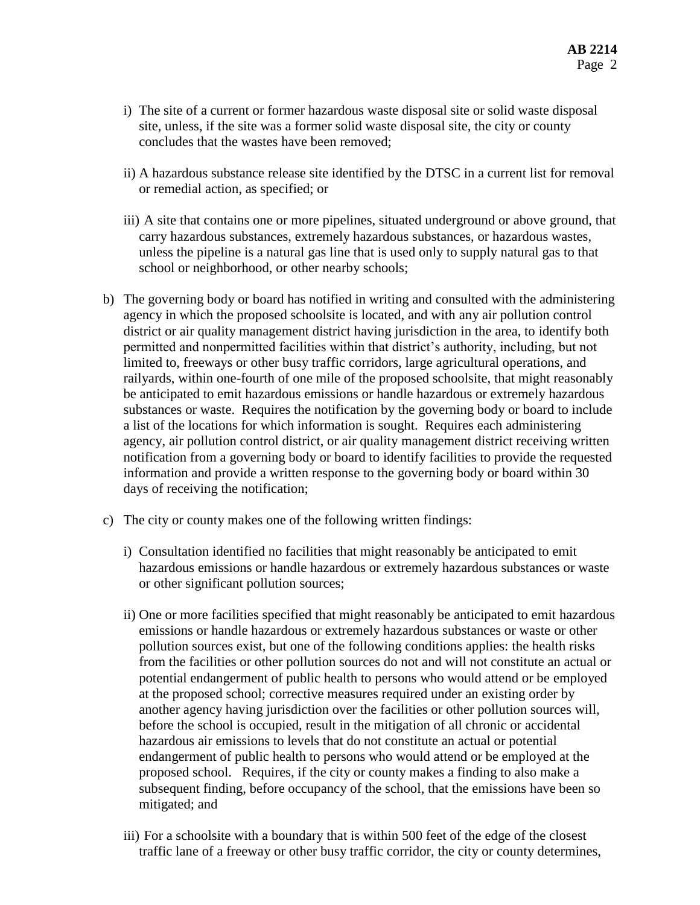i) The site of a current or former hazardous waste disposal site or solid waste disposal site, unless, if the site was a former solid waste disposal site, the city or county concludes that the wastes have been removed;

ii) A hazardous substance release site identified by the DTSC in a current list for removal or remedial action, as specified; or

iii) A site that contains one or more pipelines, situated underground or above ground, that carry hazardous substances, extremely hazardous substances, or hazardous wastes, unless the pipeline is a natural gas line that is used only to supply natural gas to that school or neighborhood, or other nearby schools;

b) The governing body or board has notified in writing and consulted with the administering agency in which the proposed schoolsite is located, and with any air pollution control district or air quality management district having jurisdiction in the area, to identify both permitted and nonpermitted facilities within that district's authority, including, but not limited to, freeways or other busy traffic corridors, large agricultural operations, and railyards, within one-fourth of one mile of the proposed schoolsite, that might reasonably be anticipated to emit hazardous emissions or handle hazardous or extremely hazardous substances or waste. Requires the notification by the governing body or board to include a list of the locations for which information is sought. Requires each administering agency, air pollution control district, or air quality management district receiving written notification from a governing body or board to identify facilities to provide the requested information and provide a written response to the governing body or board within 30 days of receiving the notification;

c) The city or county makes one of the following written findings:

i) Consultation identified no facilities that might reasonably be anticipated to emit hazardous emissions or handle hazardous or extremely hazardous substances or waste or other significant pollution sources;

ii) One or more facilities specified that might reasonably be anticipated to emit hazardous emissions or handle hazardous or extremely hazardous substances or waste or other pollution sources exist, but one of the following conditions applies: the health risks from the facilities or other pollution sources do not and will not constitute an actual or potential endangerment of public health to persons who would attend or be employed at the proposed school; corrective measures required under an existing order by another agency having jurisdiction over the facilities or other pollution sources will, before the school is occupied, result in the mitigation of all chronic or accidental hazardous air emissions to levels that do not constitute an actual or potential endangerment of public health to persons who would attend or be employed at the proposed school. Requires, if the city or county makes a finding to also make a subsequent finding, before occupancy of the school, that the emissions have been so mitigated; and

iii) For a schoolsite with a boundary that is within 500 feet of the edge of the closest traffic lane of a freeway or other busy traffic corridor, the city or county determines,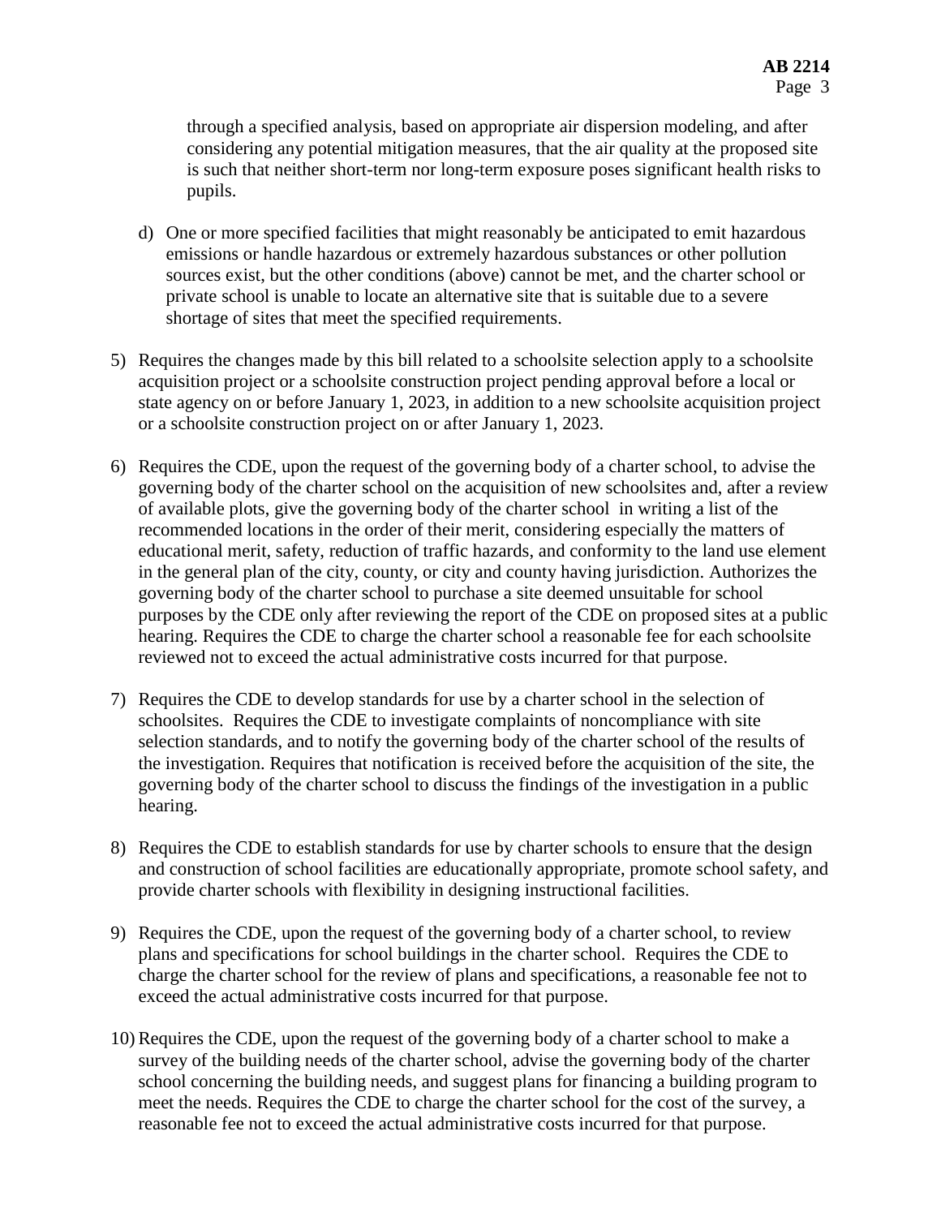through a specified analysis, based on appropriate air dispersion modeling, and after considering any potential mitigation measures, that the air quality at the proposed site is such that neither short-term nor long-term exposure poses significant health risks to pupils.

d) One or more specified facilities that might reasonably be anticipated to emit hazardous emissions or handle hazardous or extremely hazardous substances or other pollution sources exist, but the other conditions (above) cannot be met, and the charter school or private school is unable to locate an alternative site that is suitable due to a severe shortage of sites that meet the specified requirements.

5) Requires the changes made by this bill related to a schoolsite selection apply to a schoolsite acquisition project or a schoolsite construction project pending approval before a local or state agency on or before January 1, 2023, in addition to a new schoolsite acquisition project or a schoolsite construction project on or after January 1, 2023.

6) Requires the CDE, upon the request of the governing body of a charter school, to advise the governing body of the charter school on the acquisition of new schoolsites and, after a review of available plots, give the governing body of the charter school in writing a list of the recommended locations in the order of their merit, considering especially the matters of educational merit, safety, reduction of traffic hazards, and conformity to the land use element in the general plan of the city, county, or city and county having jurisdiction. Authorizes the governing body of the charter school to purchase a site deemed unsuitable for school purposes by the CDE only after reviewing the report of the CDE on proposed sites at a public hearing. Requires the CDE to charge the charter school a reasonable fee for each schoolsite reviewed not to exceed the actual administrative costs incurred for that purpose.

7) Requires the CDE to develop standards for use by a charter school in the selection of schoolsites. Requires the CDE to investigate complaints of noncompliance with site selection standards, and to notify the governing body of the charter school of the results of the investigation. Requires that notification is received before the acquisition of the site, the governing body of the charter school to discuss the findings of the investigation in a public hearing.

8) Requires the CDE to establish standards for use by charter schools to ensure that the design and construction of school facilities are educationally appropriate, promote school safety, and provide charter schools with flexibility in designing instructional facilities.

9) Requires the CDE, upon the request of the governing body of a charter school, to review plans and specifications for school buildings in the charter school. Requires the CDE to charge the charter school for the review of plans and specifications, a reasonable fee not to exceed the actual administrative costs incurred for that purpose.

10) Requires the CDE, upon the request of the governing body of a charter school to make a survey of the building needs of the charter school, advise the governing body of the charter school concerning the building needs, and suggest plans for financing a building program to meet the needs. Requires the CDE to charge the charter school for the cost of the survey, a reasonable fee not to exceed the actual administrative costs incurred for that purpose.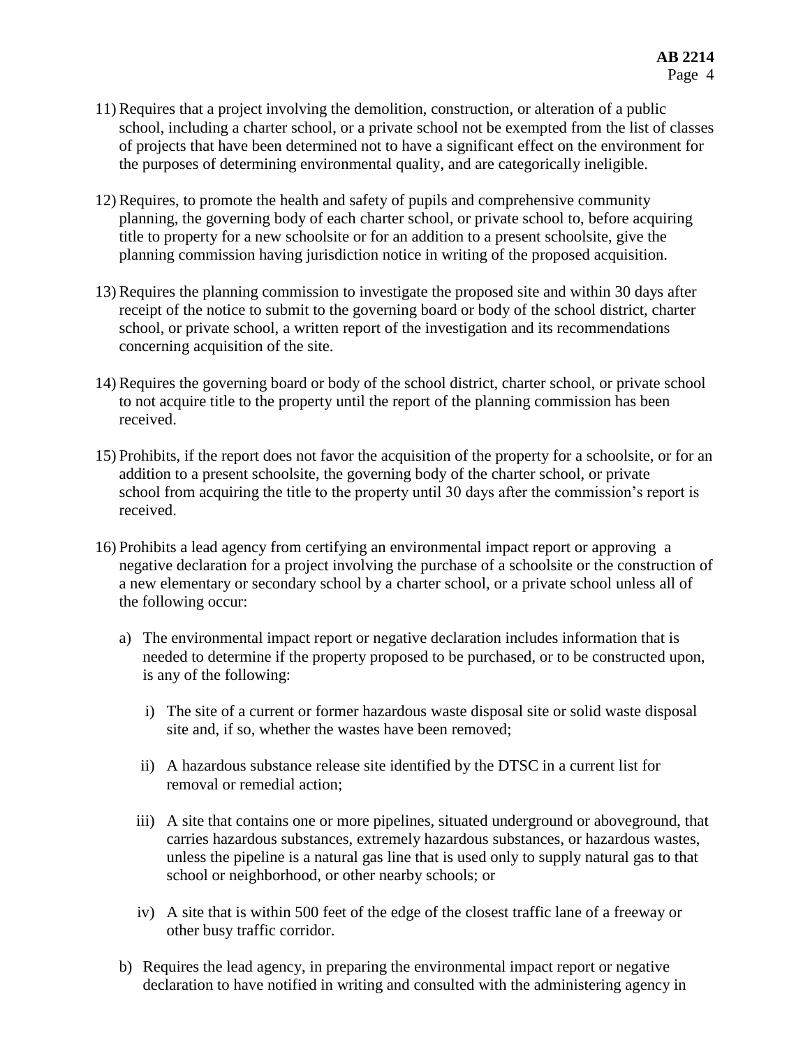11) Requires that a project involving the demolition, construction, or alteration of a public school, including a charter school, or a private school not be exempted from the list of classes of projects that have been determined not to have a significant effect on the environment for the purposes of determining environmental quality, and are categorically ineligible.

12) Requires, to promote the health and safety of pupils and comprehensive community planning, the governing body of each charter school, or private school to, before acquiring title to property for a new schoolsite or for an addition to a present schoolsite, give the planning commission having jurisdiction notice in writing of the proposed acquisition.

13) Requires the planning commission to investigate the proposed site and within 30 days after receipt of the notice to submit to the governing board or body of the school district, charter school, or private school, a written report of the investigation and its recommendations concerning acquisition of the site.

14) Requires the governing board or body of the school district, charter school, or private school to not acquire title to the property until the report of the planning commission has been received.

15) Prohibits, if the report does not favor the acquisition of the property for a schoolsite, or for an addition to a present schoolsite, the governing body of the charter school, or private school from acquiring the title to the property until 30 days after the commission's report is received.

16) Prohibits a lead agency from certifying an environmental impact report or approving a negative declaration for a project involving the purchase of a schoolsite or the construction of a new elementary or secondary school by a charter school, or a private school unless all of the following occur:

    a) The environmental impact report or negative declaration includes information that is needed to determine if the property proposed to be purchased, or to be constructed upon, is any of the following:

        i) The site of a current or former hazardous waste disposal site or solid waste disposal site and, if so, whether the wastes have been removed;

        ii) A hazardous substance release site identified by the DTSC in a current list for removal or remedial action;

        iii) A site that contains one or more pipelines, situated underground or aboveground, that carries hazardous substances, extremely hazardous substances, or hazardous wastes, unless the pipeline is a natural gas line that is used only to supply natural gas to that school or neighborhood, or other nearby schools; or

        iv) A site that is within 500 feet of the edge of the closest traffic lane of a freeway or other busy traffic corridor.

    b) Requires the lead agency, in preparing the environmental impact report or negative declaration to have notified in writing and consulted with the administering agency in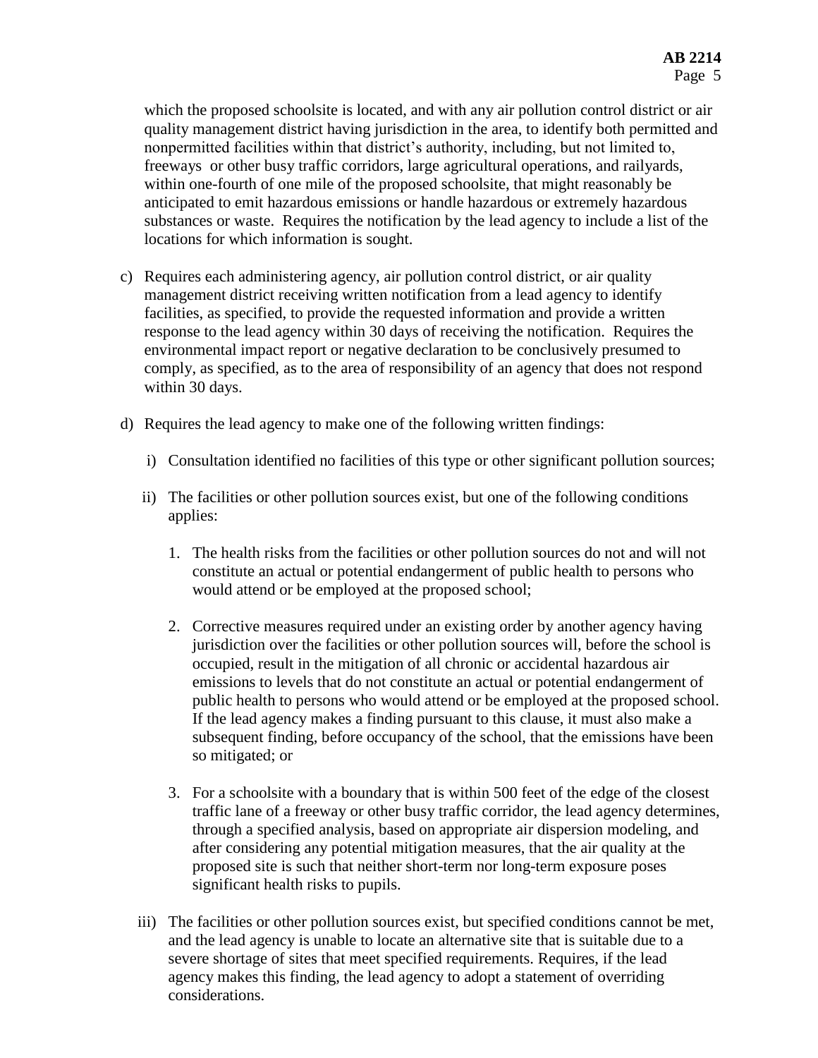which the proposed schoolsite is located, and with any air pollution control district or air quality management district having jurisdiction in the area, to identify both permitted and nonpermitted facilities within that district's authority, including, but not limited to, freeways or other busy traffic corridors, large agricultural operations, and railyards, within one-fourth of one mile of the proposed schoolsite, that might reasonably be anticipated to emit hazardous emissions or handle hazardous or extremely hazardous substances or waste. Requires the notification by the lead agency to include a list of the locations for which information is sought.

c) Requires each administering agency, air pollution control district, or air quality management district receiving written notification from a lead agency to identify facilities, as specified, to provide the requested information and provide a written response to the lead agency within 30 days of receiving the notification. Requires the environmental impact report or negative declaration to be conclusively presumed to comply, as specified, as to the area of responsibility of an agency that does not respond within 30 days.

d) Requires the lead agency to make one of the following written findings:

   i) Consultation identified no facilities of this type or other significant pollution sources;

   ii) The facilities or other pollution sources exist, but one of the following conditions applies:

      1. The health risks from the facilities or other pollution sources do not and will not constitute an actual or potential endangerment of public health to persons who would attend or be employed at the proposed school;

      2. Corrective measures required under an existing order by another agency having jurisdiction over the facilities or other pollution sources will, before the school is occupied, result in the mitigation of all chronic or accidental hazardous air emissions to levels that do not constitute an actual or potential endangerment of public health to persons who would attend or be employed at the proposed school. If the lead agency makes a finding pursuant to this clause, it must also make a subsequent finding, before occupancy of the school, that the emissions have been so mitigated; or

      3. For a schoolsite with a boundary that is within 500 feet of the edge of the closest traffic lane of a freeway or other busy traffic corridor, the lead agency determines, through a specified analysis, based on appropriate air dispersion modeling, and after considering any potential mitigation measures, that the air quality at the proposed site is such that neither short-term nor long-term exposure poses significant health risks to pupils.

   iii) The facilities or other pollution sources exist, but specified conditions cannot be met, and the lead agency is unable to locate an alternative site that is suitable due to a severe shortage of sites that meet specified requirements. Requires, if the lead agency makes this finding, the lead agency to adopt a statement of overriding considerations.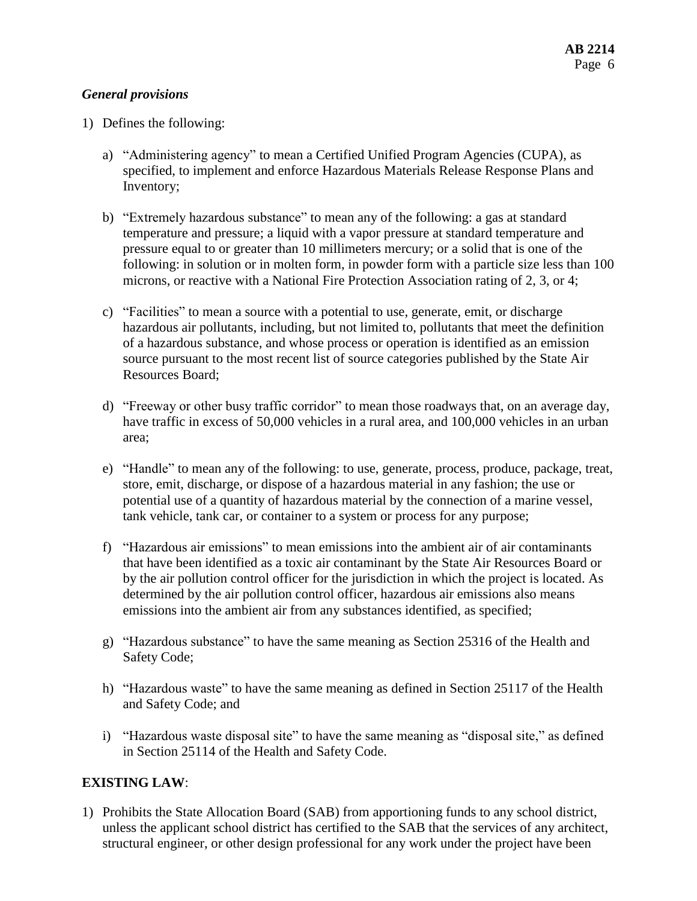### *General provisions*

1) Defines the following:

   a) “Administering agency” to mean a Certified Unified Program Agencies (CUPA), as specified, to implement and enforce Hazardous Materials Release Response Plans and Inventory;

   b) “Extremely hazardous substance” to mean any of the following: a gas at standard temperature and pressure; a liquid with a vapor pressure at standard temperature and pressure equal to or greater than 10 millimeters mercury; or a solid that is one of the following: in solution or in molten form, in powder form with a particle size less than 100 microns, or reactive with a National Fire Protection Association rating of 2, 3, or 4;

   c) “Facilities” to mean a source with a potential to use, generate, emit, or discharge hazardous air pollutants, including, but not limited to, pollutants that meet the definition of a hazardous substance, and whose process or operation is identified as an emission source pursuant to the most recent list of source categories published by the State Air Resources Board;

   d) “Freeway or other busy traffic corridor” to mean those roadways that, on an average day, have traffic in excess of 50,000 vehicles in a rural area, and 100,000 vehicles in an urban area;

   e) “Handle” to mean any of the following: to use, generate, process, produce, package, treat, store, emit, discharge, or dispose of a hazardous material in any fashion; the use or potential use of a quantity of hazardous material by the connection of a marine vessel, tank vehicle, tank car, or container to a system or process for any purpose;

   f) “Hazardous air emissions” to mean emissions into the ambient air of air contaminants that have been identified as a toxic air contaminant by the State Air Resources Board or by the air pollution control officer for the jurisdiction in which the project is located. As determined by the air pollution control officer, hazardous air emissions also means emissions into the ambient air from any substances identified, as specified;

   g) “Hazardous substance” to have the same meaning as Section 25316 of the Health and Safety Code;

   h) “Hazardous waste” to have the same meaning as defined in Section 25117 of the Health and Safety Code; and

   i) “Hazardous waste disposal site” to have the same meaning as “disposal site,” as defined in Section 25114 of the Health and Safety Code.

**EXISTING LAW**:

1) Prohibits the State Allocation Board (SAB) from apportioning funds to any school district, unless the applicant school district has certified to the SAB that the services of any architect, structural engineer, or other design professional for any work under the project have been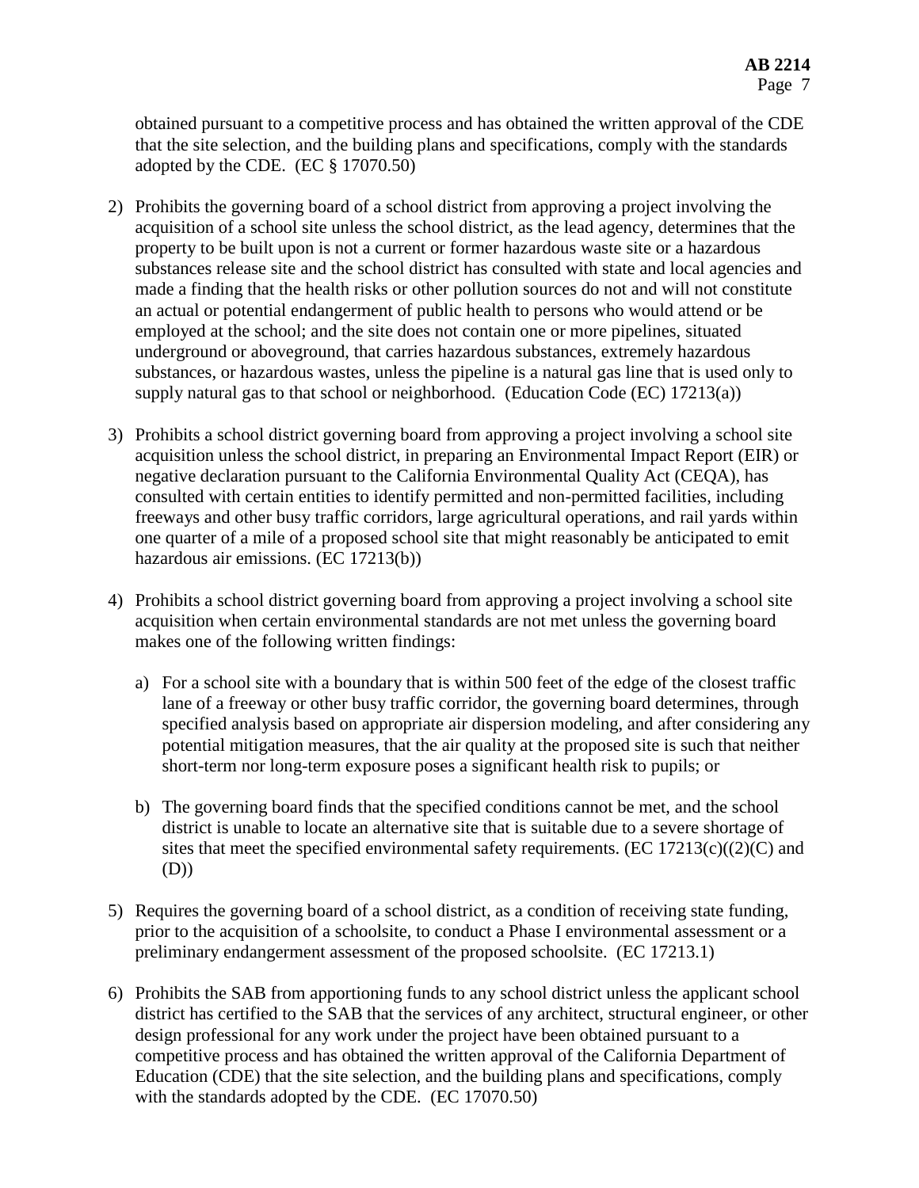obtained pursuant to a competitive process and has obtained the written approval of the CDE that the site selection, and the building plans and specifications, comply with the standards adopted by the CDE. (EC § 17070.50)

2) Prohibits the governing board of a school district from approving a project involving the acquisition of a school site unless the school district, as the lead agency, determines that the property to be built upon is not a current or former hazardous waste site or a hazardous substances release site and the school district has consulted with state and local agencies and made a finding that the health risks or other pollution sources do not and will not constitute an actual or potential endangerment of public health to persons who would attend or be employed at the school; and the site does not contain one or more pipelines, situated underground or aboveground, that carries hazardous substances, extremely hazardous substances, or hazardous wastes, unless the pipeline is a natural gas line that is used only to supply natural gas to that school or neighborhood. (Education Code (EC) 17213(a))

3) Prohibits a school district governing board from approving a project involving a school site acquisition unless the school district, in preparing an Environmental Impact Report (EIR) or negative declaration pursuant to the California Environmental Quality Act (CEQA), has consulted with certain entities to identify permitted and non-permitted facilities, including freeways and other busy traffic corridors, large agricultural operations, and rail yards within one quarter of a mile of a proposed school site that might reasonably be anticipated to emit hazardous air emissions. (EC 17213(b))

4) Prohibits a school district governing board from approving a project involving a school site acquisition when certain environmental standards are not met unless the governing board makes one of the following written findings:

   a) For a school site with a boundary that is within 500 feet of the edge of the closest traffic lane of a freeway or other busy traffic corridor, the governing board determines, through specified analysis based on appropriate air dispersion modeling, and after considering any potential mitigation measures, that the air quality at the proposed site is such that neither short-term nor long-term exposure poses a significant health risk to pupils; or

   b) The governing board finds that the specified conditions cannot be met, and the school district is unable to locate an alternative site that is suitable due to a severe shortage of sites that meet the specified environmental safety requirements. (EC 17213(c)((2)(C) and (D))

5) Requires the governing board of a school district, as a condition of receiving state funding, prior to the acquisition of a schoolsite, to conduct a Phase I environmental assessment or a preliminary endangerment assessment of the proposed schoolsite. (EC 17213.1)

6) Prohibits the SAB from apportioning funds to any school district unless the applicant school district has certified to the SAB that the services of any architect, structural engineer, or other design professional for any work under the project have been obtained pursuant to a competitive process and has obtained the written approval of the California Department of Education (CDE) that the site selection, and the building plans and specifications, comply with the standards adopted by the CDE. (EC 17070.50)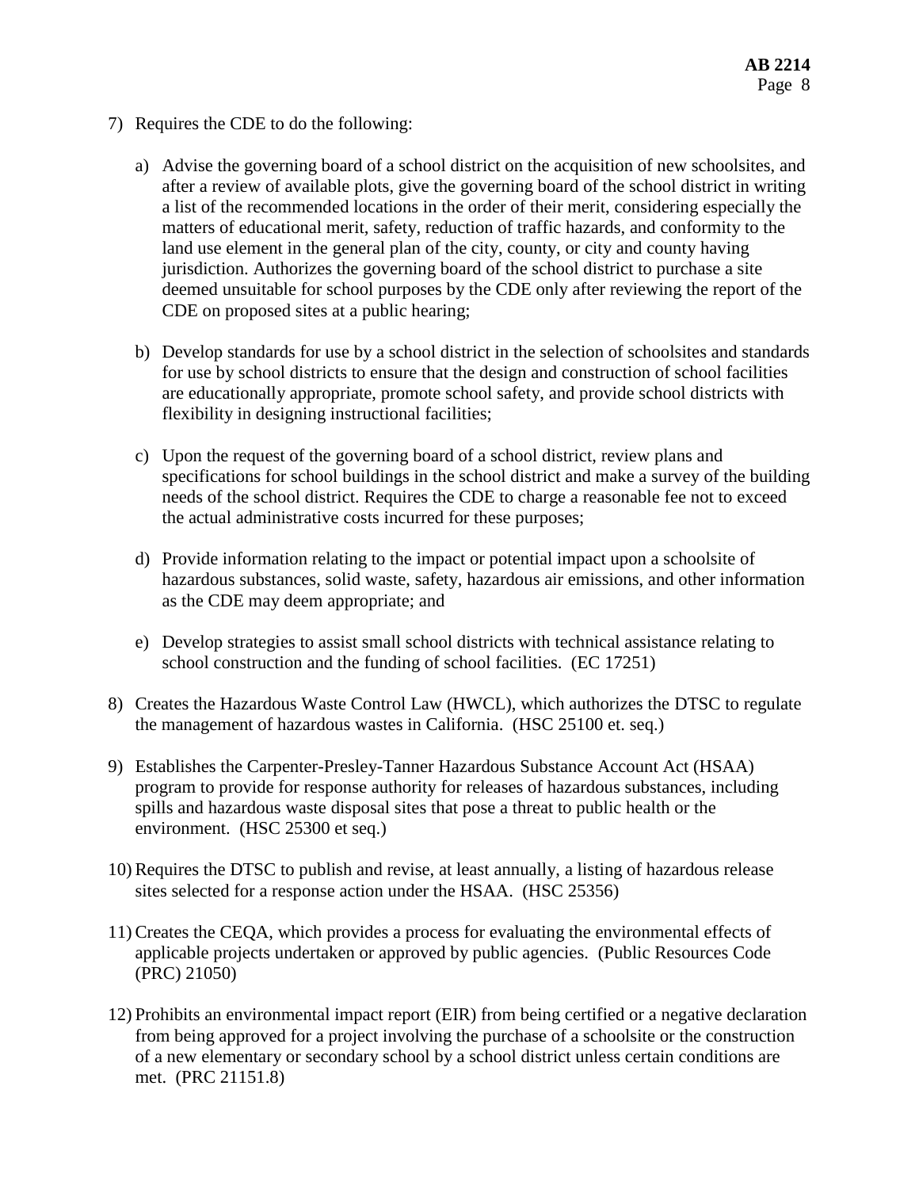7) Requires the CDE to do the following:

   a) Advise the governing board of a school district on the acquisition of new schoolsites, and after a review of available plots, give the governing board of the school district in writing a list of the recommended locations in the order of their merit, considering especially the matters of educational merit, safety, reduction of traffic hazards, and conformity to the land use element in the general plan of the city, county, or city and county having jurisdiction. Authorizes the governing board of the school district to purchase a site deemed unsuitable for school purposes by the CDE only after reviewing the report of the CDE on proposed sites at a public hearing;

   b) Develop standards for use by a school district in the selection of schoolsites and standards for use by school districts to ensure that the design and construction of school facilities are educationally appropriate, promote school safety, and provide school districts with flexibility in designing instructional facilities;

   c) Upon the request of the governing board of a school district, review plans and specifications for school buildings in the school district and make a survey of the building needs of the school district. Requires the CDE to charge a reasonable fee not to exceed the actual administrative costs incurred for these purposes;

   d) Provide information relating to the impact or potential impact upon a schoolsite of hazardous substances, solid waste, safety, hazardous air emissions, and other information as the CDE may deem appropriate; and

   e) Develop strategies to assist small school districts with technical assistance relating to school construction and the funding of school facilities. (EC 17251)

8) Creates the Hazardous Waste Control Law (HWCL), which authorizes the DTSC to regulate the management of hazardous wastes in California. (HSC 25100 et. seq.)

9) Establishes the Carpenter-Presley-Tanner Hazardous Substance Account Act (HSAA) program to provide for response authority for releases of hazardous substances, including spills and hazardous waste disposal sites that pose a threat to public health or the environment. (HSC 25300 et seq.)

10) Requires the DTSC to publish and revise, at least annually, a listing of hazardous release sites selected for a response action under the HSAA. (HSC 25356)

11) Creates the CEQA, which provides a process for evaluating the environmental effects of applicable projects undertaken or approved by public agencies. (Public Resources Code (PRC) 21050)

12) Prohibits an environmental impact report (EIR) from being certified or a negative declaration from being approved for a project involving the purchase of a schoolsite or the construction of a new elementary or secondary school by a school district unless certain conditions are met. (PRC 21151.8)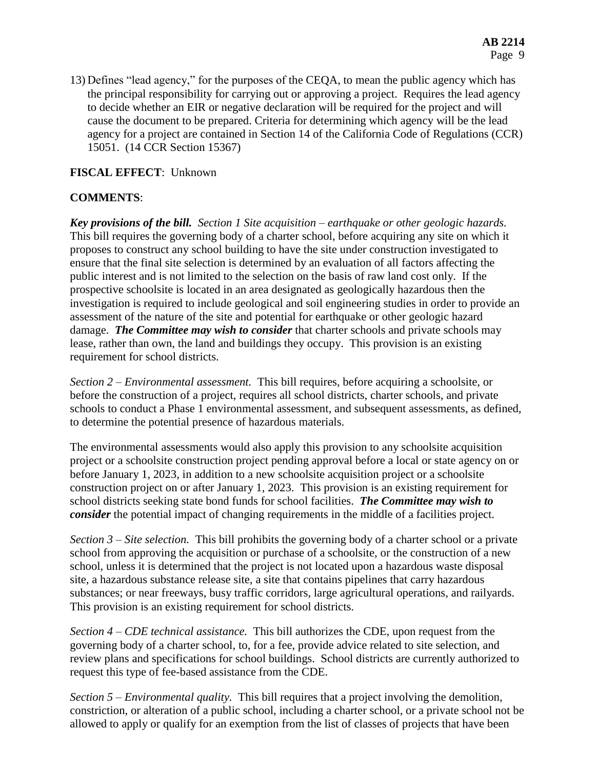13) Defines "lead agency," for the purposes of the CEQA, to mean the public agency which has the principal responsibility for carrying out or approving a project. Requires the lead agency to decide whether an EIR or negative declaration will be required for the project and will cause the document to be prepared. Criteria for determining which agency will be the lead agency for a project are contained in Section 14 of the California Code of Regulations (CCR) 15051. (14 CCR Section 15367)

**FISCAL EFFECT**: Unknown

**COMMENTS**:

***Key provisions of the bill.*** *Section 1 Site acquisition – earthquake or other geologic hazards.* This bill requires the governing body of a charter school, before acquiring any site on which it proposes to construct any school building to have the site under construction investigated to ensure that the final site selection is determined by an evaluation of all factors affecting the public interest and is not limited to the selection on the basis of raw land cost only. If the prospective schoolsite is located in an area designated as geologically hazardous then the investigation is required to include geological and soil engineering studies in order to provide an assessment of the nature of the site and potential for earthquake or other geologic hazard damage. ***The Committee may wish to consider*** that charter schools and private schools may lease, rather than own, the land and buildings they occupy. This provision is an existing requirement for school districts.

*Section 2 – Environmental assessment.* This bill requires, before acquiring a schoolsite, or before the construction of a project, requires all school districts, charter schools, and private schools to conduct a Phase 1 environmental assessment, and subsequent assessments, as defined, to determine the potential presence of hazardous materials.

The environmental assessments would also apply this provision to any schoolsite acquisition project or a schoolsite construction project pending approval before a local or state agency on or before January 1, 2023, in addition to a new schoolsite acquisition project or a schoolsite construction project on or after January 1, 2023. This provision is an existing requirement for school districts seeking state bond funds for school facilities. ***The Committee may wish to consider*** the potential impact of changing requirements in the middle of a facilities project.

*Section 3 – Site selection.* This bill prohibits the governing body of a charter school or a private school from approving the acquisition or purchase of a schoolsite, or the construction of a new school, unless it is determined that the project is not located upon a hazardous waste disposal site, a hazardous substance release site, a site that contains pipelines that carry hazardous substances; or near freeways, busy traffic corridors, large agricultural operations, and railyards. This provision is an existing requirement for school districts.

*Section 4 – CDE technical assistance.* This bill authorizes the CDE, upon request from the governing body of a charter school, to, for a fee, provide advice related to site selection, and review plans and specifications for school buildings. School districts are currently authorized to request this type of fee-based assistance from the CDE.

*Section 5 – Environmental quality.* This bill requires that a project involving the demolition, constriction, or alteration of a public school, including a charter school, or a private school not be allowed to apply or qualify for an exemption from the list of classes of projects that have been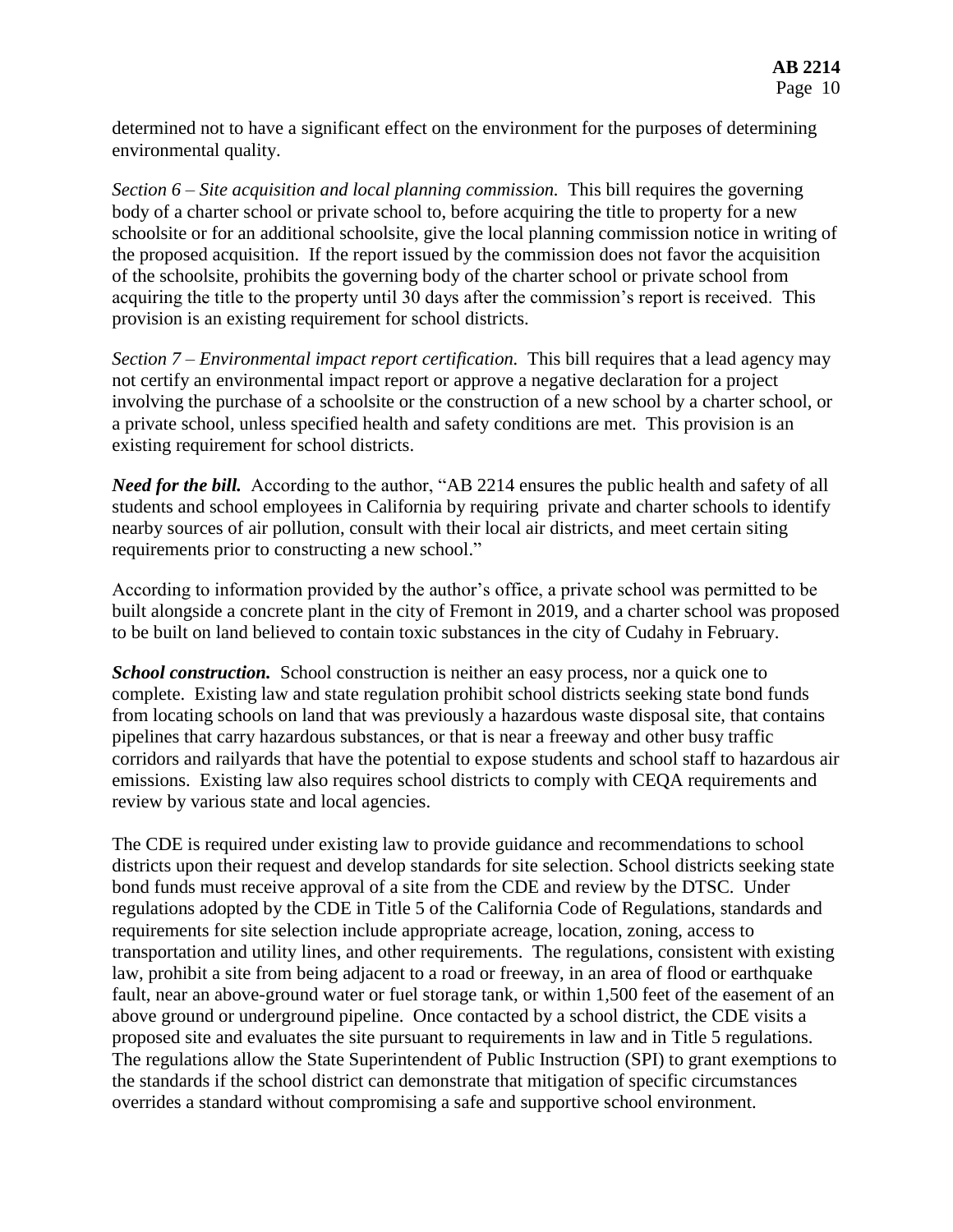determined not to have a significant effect on the environment for the purposes of determining environmental quality.

*Section 6 – Site acquisition and local planning commission.* This bill requires the governing body of a charter school or private school to, before acquiring the title to property for a new schoolsite or for an additional schoolsite, give the local planning commission notice in writing of the proposed acquisition. If the report issued by the commission does not favor the acquisition of the schoolsite, prohibits the governing body of the charter school or private school from acquiring the title to the property until 30 days after the commission's report is received. This provision is an existing requirement for school districts.

*Section 7 – Environmental impact report certification.* This bill requires that a lead agency may not certify an environmental impact report or approve a negative declaration for a project involving the purchase of a schoolsite or the construction of a new school by a charter school, or a private school, unless specified health and safety conditions are met. This provision is an existing requirement for school districts.

***Need for the bill.*** According to the author, "AB 2214 ensures the public health and safety of all students and school employees in California by requiring private and charter schools to identify nearby sources of air pollution, consult with their local air districts, and meet certain siting requirements prior to constructing a new school."

According to information provided by the author's office, a private school was permitted to be built alongside a concrete plant in the city of Fremont in 2019, and a charter school was proposed to be built on land believed to contain toxic substances in the city of Cudahy in February.

***School construction.*** School construction is neither an easy process, nor a quick one to complete. Existing law and state regulation prohibit school districts seeking state bond funds from locating schools on land that was previously a hazardous waste disposal site, that contains pipelines that carry hazardous substances, or that is near a freeway and other busy traffic corridors and railyards that have the potential to expose students and school staff to hazardous air emissions. Existing law also requires school districts to comply with CEQA requirements and review by various state and local agencies.

The CDE is required under existing law to provide guidance and recommendations to school districts upon their request and develop standards for site selection. School districts seeking state bond funds must receive approval of a site from the CDE and review by the DTSC. Under regulations adopted by the CDE in Title 5 of the California Code of Regulations, standards and requirements for site selection include appropriate acreage, location, zoning, access to transportation and utility lines, and other requirements. The regulations, consistent with existing law, prohibit a site from being adjacent to a road or freeway, in an area of flood or earthquake fault, near an above-ground water or fuel storage tank, or within 1,500 feet of the easement of an above ground or underground pipeline. Once contacted by a school district, the CDE visits a proposed site and evaluates the site pursuant to requirements in law and in Title 5 regulations. The regulations allow the State Superintendent of Public Instruction (SPI) to grant exemptions to the standards if the school district can demonstrate that mitigation of specific circumstances overrides a standard without compromising a safe and supportive school environment.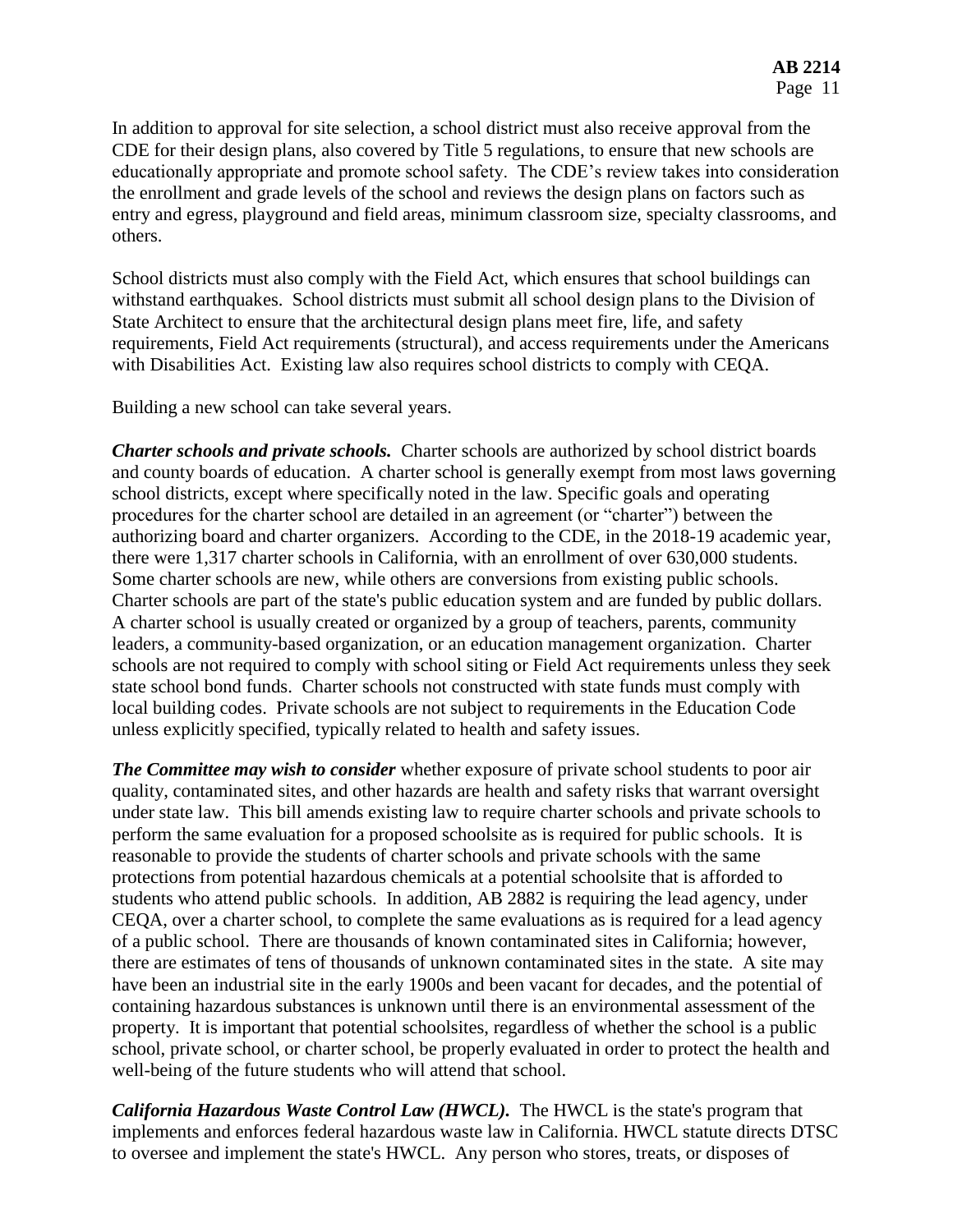In addition to approval for site selection, a school district must also receive approval from the CDE for their design plans, also covered by Title 5 regulations, to ensure that new schools are educationally appropriate and promote school safety. The CDE's review takes into consideration the enrollment and grade levels of the school and reviews the design plans on factors such as entry and egress, playground and field areas, minimum classroom size, specialty classrooms, and others.

School districts must also comply with the Field Act, which ensures that school buildings can withstand earthquakes. School districts must submit all school design plans to the Division of State Architect to ensure that the architectural design plans meet fire, life, and safety requirements, Field Act requirements (structural), and access requirements under the Americans with Disabilities Act. Existing law also requires school districts to comply with CEQA.

Building a new school can take several years.

***Charter schools and private schools.*** Charter schools are authorized by school district boards and county boards of education. A charter school is generally exempt from most laws governing school districts, except where specifically noted in the law. Specific goals and operating procedures for the charter school are detailed in an agreement (or "charter") between the authorizing board and charter organizers. According to the CDE, in the 2018-19 academic year, there were 1,317 charter schools in California, with an enrollment of over 630,000 students. Some charter schools are new, while others are conversions from existing public schools. Charter schools are part of the state's public education system and are funded by public dollars. A charter school is usually created or organized by a group of teachers, parents, community leaders, a community-based organization, or an education management organization. Charter schools are not required to comply with school siting or Field Act requirements unless they seek state school bond funds. Charter schools not constructed with state funds must comply with local building codes. Private schools are not subject to requirements in the Education Code unless explicitly specified, typically related to health and safety issues.

***The Committee may wish to consider*** whether exposure of private school students to poor air quality, contaminated sites, and other hazards are health and safety risks that warrant oversight under state law. This bill amends existing law to require charter schools and private schools to perform the same evaluation for a proposed schoolsite as is required for public schools. It is reasonable to provide the students of charter schools and private schools with the same protections from potential hazardous chemicals at a potential schoolsite that is afforded to students who attend public schools. In addition, AB 2882 is requiring the lead agency, under CEQA, over a charter school, to complete the same evaluations as is required for a lead agency of a public school. There are thousands of known contaminated sites in California; however, there are estimates of tens of thousands of unknown contaminated sites in the state. A site may have been an industrial site in the early 1900s and been vacant for decades, and the potential of containing hazardous substances is unknown until there is an environmental assessment of the property. It is important that potential schoolsites, regardless of whether the school is a public school, private school, or charter school, be properly evaluated in order to protect the health and well-being of the future students who will attend that school.

***California Hazardous Waste Control Law (HWCL).*** The HWCL is the state's program that implements and enforces federal hazardous waste law in California. HWCL statute directs DTSC to oversee and implement the state's HWCL. Any person who stores, treats, or disposes of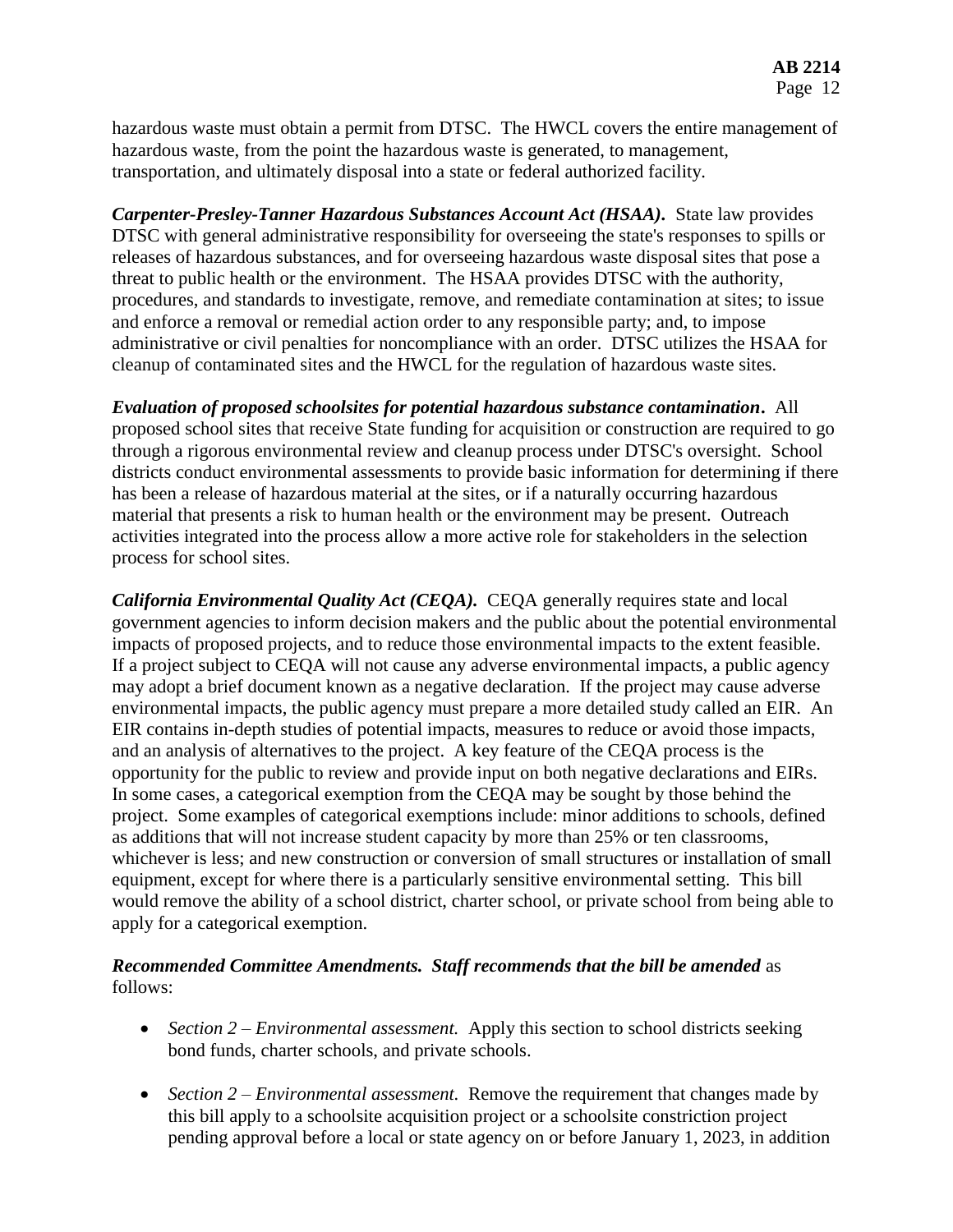hazardous waste must obtain a permit from DTSC. The HWCL covers the entire management of hazardous waste, from the point the hazardous waste is generated, to management, transportation, and ultimately disposal into a state or federal authorized facility.

***Carpenter-Presley-Tanner Hazardous Substances Account Act (HSAA).*** State law provides DTSC with general administrative responsibility for overseeing the state's responses to spills or releases of hazardous substances, and for overseeing hazardous waste disposal sites that pose a threat to public health or the environment. The HSAA provides DTSC with the authority, procedures, and standards to investigate, remove, and remediate contamination at sites; to issue and enforce a removal or remedial action order to any responsible party; and, to impose administrative or civil penalties for noncompliance with an order. DTSC utilizes the HSAA for cleanup of contaminated sites and the HWCL for the regulation of hazardous waste sites.

***Evaluation of proposed schoolsites for potential hazardous substance contamination.*** All proposed school sites that receive State funding for acquisition or construction are required to go through a rigorous environmental review and cleanup process under DTSC's oversight. School districts conduct environmental assessments to provide basic information for determining if there has been a release of hazardous material at the sites, or if a naturally occurring hazardous material that presents a risk to human health or the environment may be present. Outreach activities integrated into the process allow a more active role for stakeholders in the selection process for school sites.

***California Environmental Quality Act (CEQA).*** CEQA generally requires state and local government agencies to inform decision makers and the public about the potential environmental impacts of proposed projects, and to reduce those environmental impacts to the extent feasible. If a project subject to CEQA will not cause any adverse environmental impacts, a public agency may adopt a brief document known as a negative declaration. If the project may cause adverse environmental impacts, the public agency must prepare a more detailed study called an EIR. An EIR contains in-depth studies of potential impacts, measures to reduce or avoid those impacts, and an analysis of alternatives to the project. A key feature of the CEQA process is the opportunity for the public to review and provide input on both negative declarations and EIRs. In some cases, a categorical exemption from the CEQA may be sought by those behind the project. Some examples of categorical exemptions include: minor additions to schools, defined as additions that will not increase student capacity by more than 25% or ten classrooms, whichever is less; and new construction or conversion of small structures or installation of small equipment, except for where there is a particularly sensitive environmental setting. This bill would remove the ability of a school district, charter school, or private school from being able to apply for a categorical exemption.

***Recommended Committee Amendments. Staff recommends that the bill be amended*** as follows:

- *Section 2 – Environmental assessment.* Apply this section to school districts seeking bond funds, charter schools, and private schools.
- *Section 2 – Environmental assessment.* Remove the requirement that changes made by this bill apply to a schoolsite acquisition project or a schoolsite constriction project pending approval before a local or state agency on or before January 1, 2023, in addition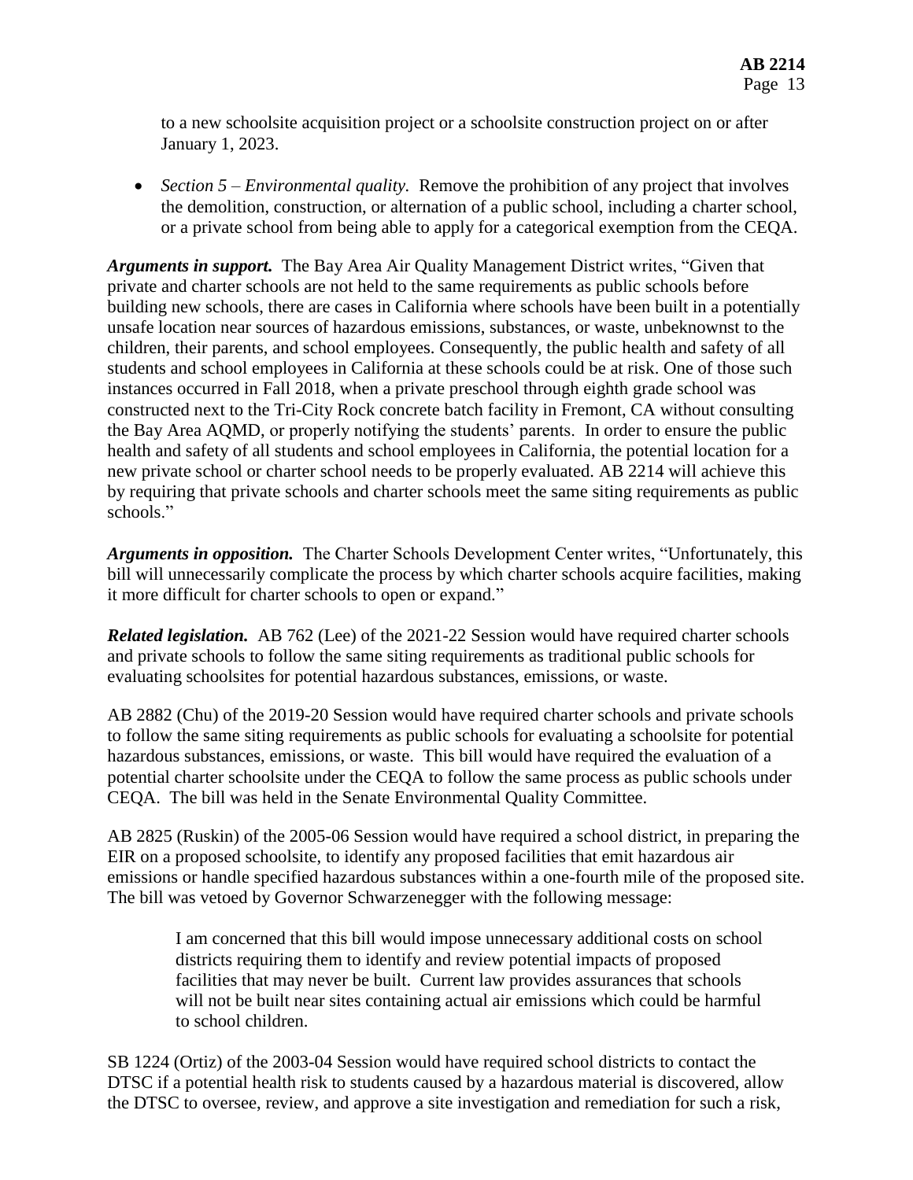to a new schoolsite acquisition project or a schoolsite construction project on or after January 1, 2023.

- *Section 5 – Environmental quality.* Remove the prohibition of any project that involves the demolition, construction, or alternation of a public school, including a charter school, or a private school from being able to apply for a categorical exemption from the CEQA.

***Arguments in support.*** The Bay Area Air Quality Management District writes, "Given that private and charter schools are not held to the same requirements as public schools before building new schools, there are cases in California where schools have been built in a potentially unsafe location near sources of hazardous emissions, substances, or waste, unbeknownst to the children, their parents, and school employees. Consequently, the public health and safety of all students and school employees in California at these schools could be at risk. One of those such instances occurred in Fall 2018, when a private preschool through eighth grade school was constructed next to the Tri-City Rock concrete batch facility in Fremont, CA without consulting the Bay Area AQMD, or properly notifying the students' parents. In order to ensure the public health and safety of all students and school employees in California, the potential location for a new private school or charter school needs to be properly evaluated. AB 2214 will achieve this by requiring that private schools and charter schools meet the same siting requirements as public schools."

***Arguments in opposition.*** The Charter Schools Development Center writes, "Unfortunately, this bill will unnecessarily complicate the process by which charter schools acquire facilities, making it more difficult for charter schools to open or expand."

***Related legislation.*** AB 762 (Lee) of the 2021-22 Session would have required charter schools and private schools to follow the same siting requirements as traditional public schools for evaluating schoolsites for potential hazardous substances, emissions, or waste.

AB 2882 (Chu) of the 2019-20 Session would have required charter schools and private schools to follow the same siting requirements as public schools for evaluating a schoolsite for potential hazardous substances, emissions, or waste. This bill would have required the evaluation of a potential charter schoolsite under the CEQA to follow the same process as public schools under CEQA. The bill was held in the Senate Environmental Quality Committee.

AB 2825 (Ruskin) of the 2005-06 Session would have required a school district, in preparing the EIR on a proposed schoolsite, to identify any proposed facilities that emit hazardous air emissions or handle specified hazardous substances within a one-fourth mile of the proposed site. The bill was vetoed by Governor Schwarzenegger with the following message:

> I am concerned that this bill would impose unnecessary additional costs on school districts requiring them to identify and review potential impacts of proposed facilities that may never be built. Current law provides assurances that schools will not be built near sites containing actual air emissions which could be harmful to school children.

SB 1224 (Ortiz) of the 2003-04 Session would have required school districts to contact the DTSC if a potential health risk to students caused by a hazardous material is discovered, allow the DTSC to oversee, review, and approve a site investigation and remediation for such a risk,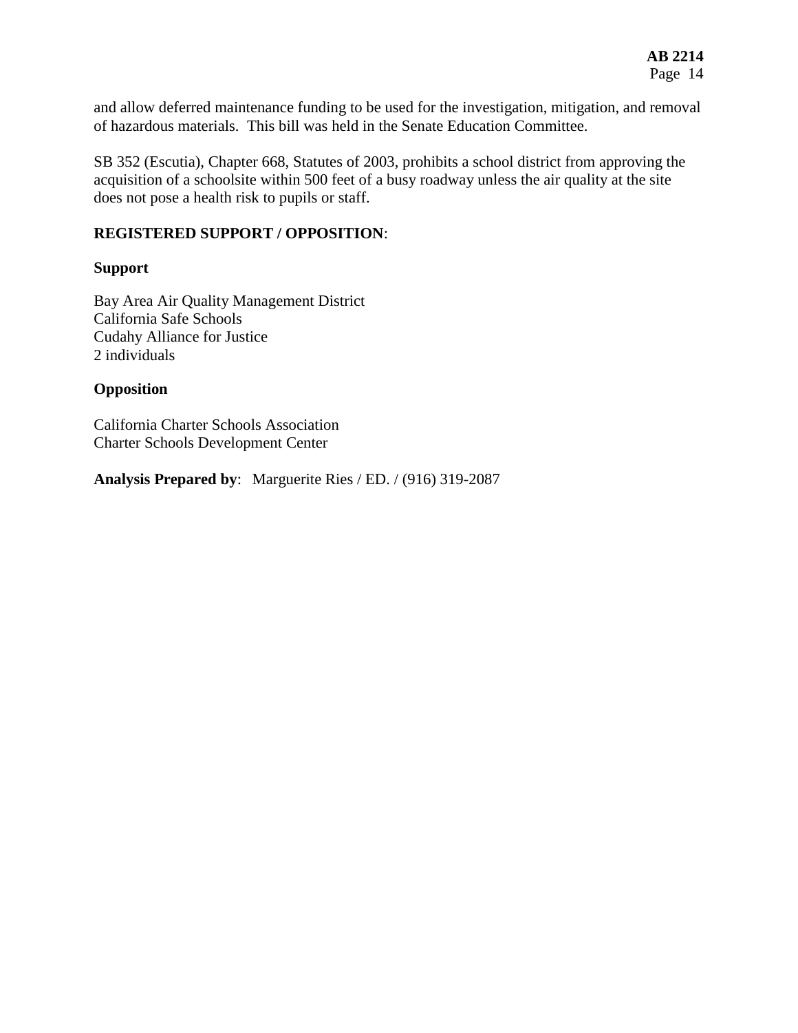and allow deferred maintenance funding to be used for the investigation, mitigation, and removal of hazardous materials. This bill was held in the Senate Education Committee.

SB 352 (Escutia), Chapter 668, Statutes of 2003, prohibits a school district from approving the acquisition of a schoolsite within 500 feet of a busy roadway unless the air quality at the site does not pose a health risk to pupils or staff.

**REGISTERED SUPPORT / OPPOSITION**:

**Support**

Bay Area Air Quality Management District
California Safe Schools
Cudahy Alliance for Justice
2 individuals

**Opposition**

California Charter Schools Association
Charter Schools Development Center

**Analysis Prepared by**: Marguerite Ries / ED. / (916) 319-2087